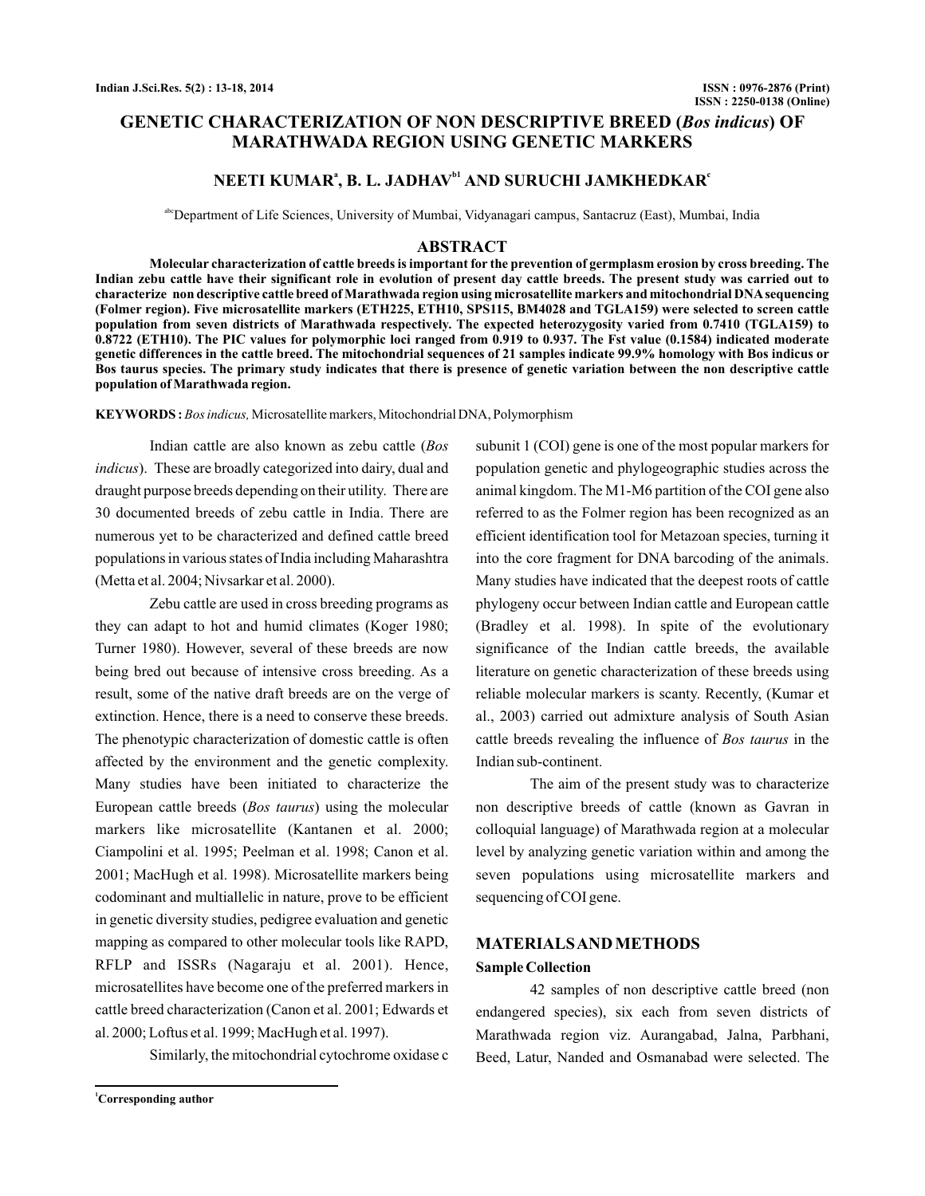# GENETIC CHARACTERIZATION OF NON DESCRIPTIVE BREED (*Bos indicus*) OF MARATHWADA REGION USING GENETIC MARKERS

**NEETI KUMAR[a], B. L. JADHAV[b1] AND SURUCHI JAMKHEDKAR[c]**

[abc]Department of Life Sciences, University of Mumbai, Vidyanagari campus, Santacruz (East), Mumbai, India

## ABSTRACT

**Molecular characterization of cattle breeds is important for the prevention of germplasm erosion by cross breeding. The Indian zebu cattle have their significant role in evolution of present day cattle breeds. The present study was carried out to characterize non descriptive cattle breed of Marathwada region using microsatellite markers and mitochondrial DNA sequencing (Folmer region). Five microsatellite markers (ETH225, ETH10, SPS115, BM4028 and TGLA159) were selected to screen cattle population from seven districts of Marathwada respectively. The expected heterozygosity varied from 0.7410 (TGLA159) to 0.8722 (ETH10). The PIC values for polymorphic loci ranged from 0.919 to 0.937. The Fst value (0.1584) indicated moderate genetic differences in the cattle breed. The mitochondrial sequences of 21 samples indicate 99.9% homology with Bos indicus or Bos taurus species. The primary study indicates that there is presence of genetic variation between the non descriptive cattle population of Marathwada region.**

**KEYWORDS :** *Bos indicus,* Microsatellite markers, Mitochondrial DNA, Polymorphism

Indian cattle are also known as zebu cattle (*Bos indicus*). These are broadly categorized into dairy, dual and draught purpose breeds depending on their utility. There are 30 documented breeds of zebu cattle in India. There are numerous yet to be characterized and defined cattle breed populations in various states of India including Maharashtra (Metta et al. 2004; Nivsarkar et al. 2000).

Zebu cattle are used in cross breeding programs as they can adapt to hot and humid climates (Koger 1980; Turner 1980). However, several of these breeds are now being bred out because of intensive cross breeding. As a result, some of the native draft breeds are on the verge of extinction. Hence, there is a need to conserve these breeds. The phenotypic characterization of domestic cattle is often affected by the environment and the genetic complexity. Many studies have been initiated to characterize the European cattle breeds (*Bos taurus*) using the molecular markers like microsatellite (Kantanen et al. 2000; Ciampolini et al. 1995; Peelman et al. 1998; Canon et al. 2001; MacHugh et al. 1998). Microsatellite markers being codominant and multiallelic in nature, prove to be efficient in genetic diversity studies, pedigree evaluation and genetic mapping as compared to other molecular tools like RAPD, RFLP and ISSRs (Nagaraju et al. 2001). Hence, microsatellites have become one of the preferred markers in cattle breed characterization (Canon et al. 2001; Edwards et al. 2000; Loftus et al. 1999; MacHugh et al. 1997).

Similarly, the mitochondrial cytochrome oxidase c subunit 1 (COI) gene is one of the most popular markers for population genetic and phylogeographic studies across the animal kingdom. The M1-M6 partition of the COI gene also referred to as the Folmer region has been recognized as an efficient identification tool for Metazoan species, turning it into the core fragment for DNA barcoding of the animals. Many studies have indicated that the deepest roots of cattle phylogeny occur between Indian cattle and European cattle (Bradley et al. 1998). In spite of the evolutionary significance of the Indian cattle breeds, the available literature on genetic characterization of these breeds using reliable molecular markers is scanty. Recently, (Kumar et al., 2003) carried out admixture analysis of South Asian cattle breeds revealing the influence of *Bos taurus* in the Indian sub-continent.

The aim of the present study was to characterize non descriptive breeds of cattle (known as Gavran in colloquial language) of Marathwada region at a molecular level by analyzing genetic variation within and among the seven populations using microsatellite markers and sequencing of COI gene.

## MATERIALS AND METHODS

### Sample Collection

42 samples of non descriptive cattle breed (non endangered species), six each from seven districts of Marathwada region viz. Aurangabad, Jalna, Parbhani, Beed, Latur, Nanded and Osmanabad were selected. The

[1]**Corresponding author**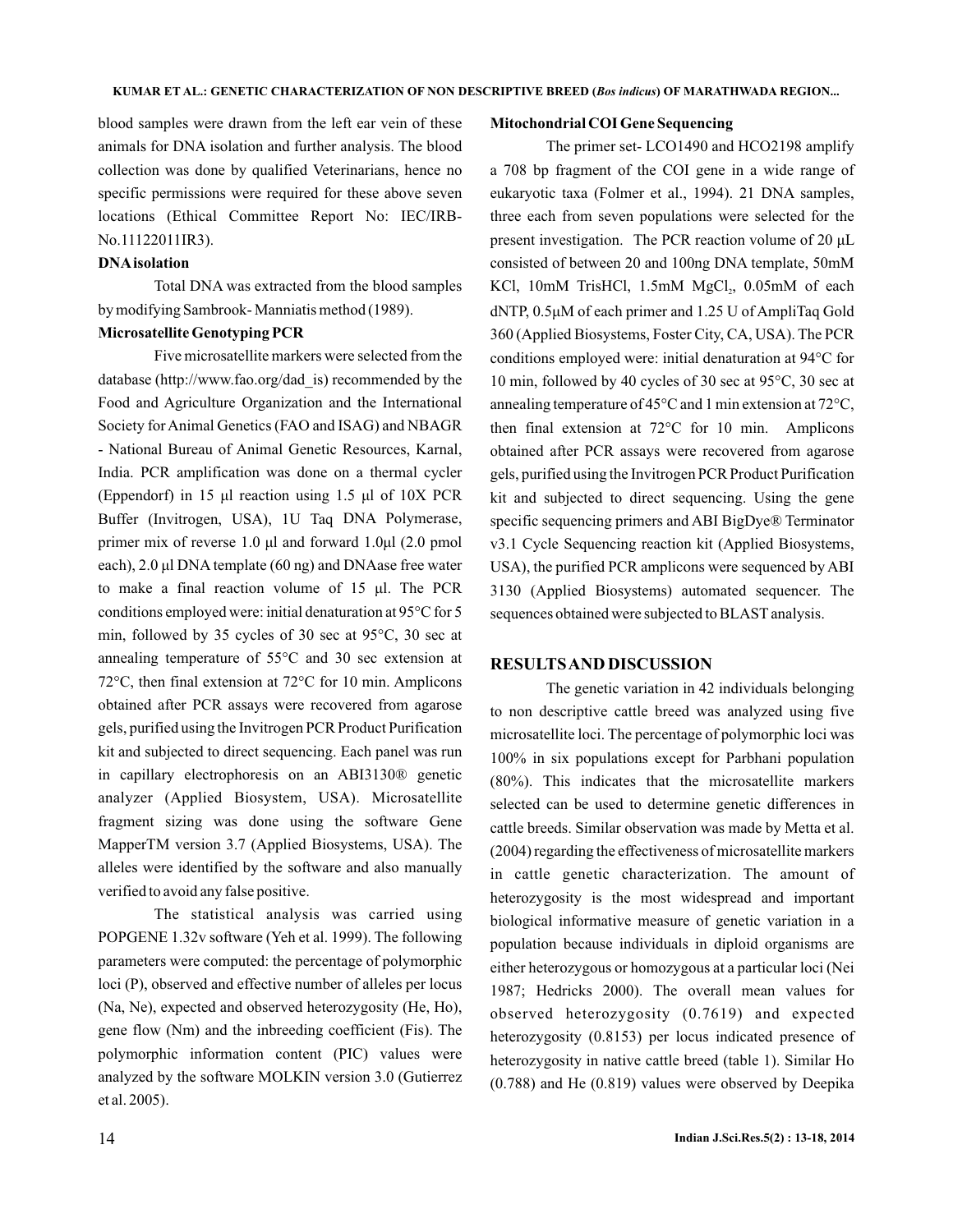blood samples were drawn from the left ear vein of these animals for DNA isolation and further analysis. The blood collection was done by qualified Veterinarians, hence no specific permissions were required for these above seven locations (Ethical Committee Report No: IEC/IRB-No.11122011IR3).

**DNA isolation**

Total DNA was extracted from the blood samples by modifying Sambrook- Manniatis method (1989).

**Microsatellite Genotyping PCR**

Five microsatellite markers were selected from the database (http://www.fao.org/dad_is) recommended by the Food and Agriculture Organization and the International Society for Animal Genetics (FAO and ISAG) and NBAGR - National Bureau of Animal Genetic Resources, Karnal, India. PCR amplification was done on a thermal cycler (Eppendorf) in 15 µl reaction using 1.5 µl of 10X PCR Buffer (Invitrogen, USA), 1U Taq DNA Polymerase, primer mix of reverse 1.0 µl and forward 1.0µl (2.0 pmol each), 2.0 µl DNA template (60 ng) and DNAase free water to make a final reaction volume of 15 µl. The PCR conditions employed were: initial denaturation at 95°C for 5 min, followed by 35 cycles of 30 sec at 95°C, 30 sec at annealing temperature of 55°C and 30 sec extension at 72°C, then final extension at 72°C for 10 min. Amplicons obtained after PCR assays were recovered from agarose gels, purified using the Invitrogen PCR Product Purification kit and subjected to direct sequencing. Each panel was run in capillary electrophoresis on an ABI3130® genetic analyzer (Applied Biosystem, USA). Microsatellite fragment sizing was done using the software Gene MapperTM version 3.7 (Applied Biosystems, USA). The alleles were identified by the software and also manually verified to avoid any false positive.

The statistical analysis was carried using POPGENE 1.32v software (Yeh et al. 1999). The following parameters were computed: the percentage of polymorphic loci (P), observed and effective number of alleles per locus (Na, Ne), expected and observed heterozygosity (He, Ho), gene flow (Nm) and the inbreeding coefficient (Fis). The polymorphic information content (PIC) values were analyzed by the software MOLKIN version 3.0 (Gutierrez et al. 2005).

**Mitochondrial COI Gene Sequencing**

The primer set- LCO1490 and HCO2198 amplify a 708 bp fragment of the COI gene in a wide range of eukaryotic taxa (Folmer et al., 1994). 21 DNA samples, three each from seven populations were selected for the present investigation. The PCR reaction volume of 20 µL consisted of between 20 and 100ng DNA template, 50mM KCl, 10mM TrisHCl, 1.5mM $MgCl_2$, 0.05mM of each dNTP, 0.5µM of each primer and 1.25 U of AmpliTaq Gold 360 (Applied Biosystems, Foster City, CA, USA). The PCR conditions employed were: initial denaturation at 94°C for 10 min, followed by 40 cycles of 30 sec at 95°C, 30 sec at annealing temperature of 45°C and 1 min extension at 72°C, then final extension at 72°C for 10 min. Amplicons obtained after PCR assays were recovered from agarose gels, purified using the Invitrogen PCR Product Purification kit and subjected to direct sequencing. Using the gene specific sequencing primers and ABI BigDye® Terminator v3.1 Cycle Sequencing reaction kit (Applied Biosystems, USA), the purified PCR amplicons were sequenced by ABI 3130 (Applied Biosystems) automated sequencer. The sequences obtained were subjected to BLAST analysis.

## RESULTS AND DISCUSSION

The genetic variation in 42 individuals belonging to non descriptive cattle breed was analyzed using five microsatellite loci. The percentage of polymorphic loci was 100% in six populations except for Parbhani population (80%). This indicates that the microsatellite markers selected can be used to determine genetic differences in cattle breeds. Similar observation was made by Metta et al. (2004) regarding the effectiveness of microsatellite markers in cattle genetic characterization. The amount of heterozygosity is the most widespread and important biological informative measure of genetic variation in a population because individuals in diploid organisms are either heterozygous or homozygous at a particular loci (Nei 1987; Hedricks 2000). The overall mean values for observed heterozygosity (0.7619) and expected heterozygosity (0.8153) per locus indicated presence of heterozygosity in native cattle breed (table 1). Similar Ho (0.788) and He (0.819) values were observed by Deepika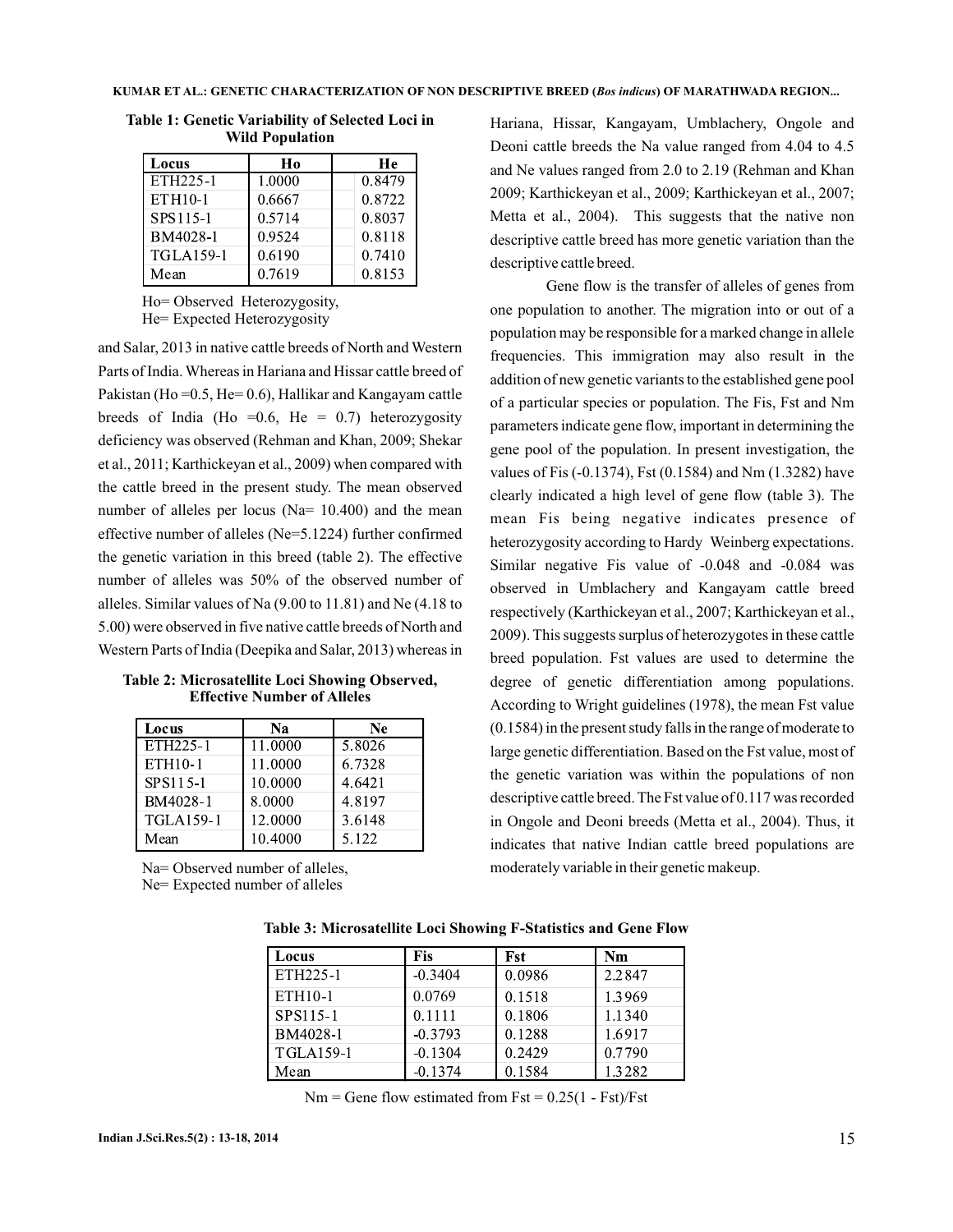**Table 1: Genetic Variability of Selected Loci in Wild Population**

| Locus | Ho | He |
|---|---|---|
| ETH225-1 | 1.0000 | 0.8479 |
| ETH10-1 | 0.6667 | 0.8722 |
| SPS115-1 | 0.5714 | 0.8037 |
| BM4028-1 | 0.9524 | 0.8118 |
| TGLA159-1 | 0.6190 | 0.7410 |
| Mean | 0.7619 | 0.8153 |

Ho= Observed Heterozygosity,
He= Expected Heterozygosity

and Salar, 2013 in native cattle breeds of North and Western Parts of India. Whereas in Hariana and Hissar cattle breed of Pakistan (Ho =0.5, He= 0.6), Hallikar and Kangayam cattle breeds of India (Ho =0.6, He = 0.7) heterozygosity deficiency was observed (Rehman and Khan, 2009; Shekar et al., 2011; Karthickeyan et al., 2009) when compared with the cattle breed in the present study. The mean observed number of alleles per locus (Na= 10.400) and the mean effective number of alleles (Ne=5.1224) further confirmed the genetic variation in this breed (table 2). The effective number of alleles was 50% of the observed number of alleles. Similar values of Na (9.00 to 11.81) and Ne (4.18 to 5.00) were observed in five native cattle breeds of North and Western Parts of India (Deepika and Salar, 2013) whereas in Hariana, Hissar, Kangayam, Umblachery, Ongole and Deoni cattle breeds the Na value ranged from 4.04 to 4.5 and Ne values ranged from 2.0 to 2.19 (Rehman and Khan 2009; Karthickeyan et al., 2009; Karthickeyan et al., 2007; Metta et al., 2004). This suggests that the native non descriptive cattle breed has more genetic variation than the descriptive cattle breed.

**Table 2: Microsatellite Loci Showing Observed, Effective Number of Alleles**

| Locus | Na | Ne |
|---|---|---|
| ETH225-1 | 11.0000 | 5.8026 |
| ETH10-1 | 11.0000 | 6.7328 |
| SPS115-1 | 10.0000 | 4.6421 |
| BM4028-1 | 8.0000 | 4.8197 |
| TGLA159-1 | 12.0000 | 3.6148 |
| Mean | 10.4000 | 5.122 |

Na= Observed number of alleles,
Ne= Expected number of alleles

Gene flow is the transfer of alleles of genes from one population to another. The migration into or out of a population may be responsible for a marked change in allele frequencies. This immigration may also result in the addition of new genetic variants to the established gene pool of a particular species or population. The Fis, Fst and Nm parameters indicate gene flow, important in determining the gene pool of the population. In present investigation, the values of Fis (-0.1374), Fst (0.1584) and Nm (1.3282) have clearly indicated a high level of gene flow (table 3). The mean Fis being negative indicates presence of heterozygosity according to Hardy Weinberg expectations. Similar negative Fis value of -0.048 and -0.084 was observed in Umblachery and Kangayam cattle breed respectively (Karthickeyan et al., 2007; Karthickeyan et al., 2009). This suggests surplus of heterozygotes in these cattle breed population. Fst values are used to determine the degree of genetic differentiation among populations. According to Wright guidelines (1978), the mean Fst value (0.1584) in the present study falls in the range of moderate to large genetic differentiation. Based on the Fst value, most of the genetic variation was within the populations of non descriptive cattle breed. The Fst value of 0.117 was recorded in Ongole and Deoni breeds (Metta et al., 2004). Thus, it indicates that native Indian cattle breed populations are moderately variable in their genetic makeup.

**Table 3: Microsatellite Loci Showing F-Statistics and Gene Flow**

| Locus | Fis | Fst | Nm |
|---|---|---|---|
| ETH225-1 | -0.3404 | 0.0986 | 2.2847 |
| ETH10-1 | 0.0769 | 0.1518 | 1.3969 |
| SPS115-1 | 0.1111 | 0.1806 | 1.1340 |
| BM4028-1 | -0.3793 | 0.1288 | 1.6917 |
| TGLA159-1 | -0.1304 | 0.2429 | 0.7790 |
| Mean | -0.1374 | 0.1584 | 1.3282 |

Nm = Gene flow estimated from Fst = 0.25(1 - Fst)/Fst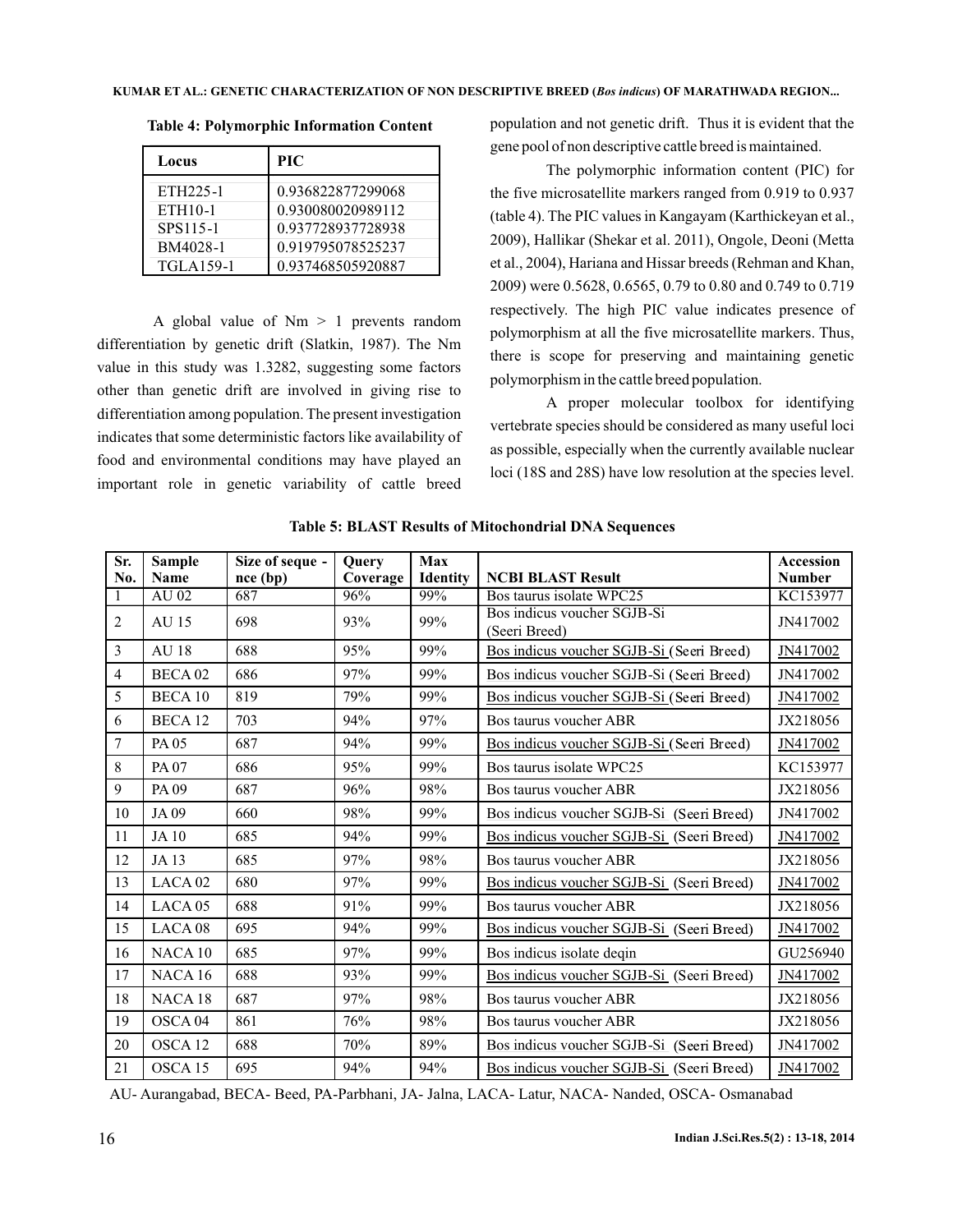**Table 4: Polymorphic Information Content**

| Locus | PIC |
|---|---|
| ETH225-1 | 0.936822877299068 |
| ETH10-1 | 0.930080020989112 |
| SPS115-1 | 0.937728937728938 |
| BM4028-1 | 0.919795078525237 |
| TGLA159-1 | 0.937468505920887 |

A global value of Nm > 1 prevents random differentiation by genetic drift (Slatkin, 1987). The Nm value in this study was 1.3282, suggesting some factors other than genetic drift are involved in giving rise to differentiation among population. The present investigation indicates that some deterministic factors like availability of food and environmental conditions may have played an important role in genetic variability of cattle breed population and not genetic drift. Thus it is evident that the gene pool of non descriptive cattle breed is maintained.

The polymorphic information content (PIC) for the five microsatellite markers ranged from 0.919 to 0.937 (table 4). The PIC values in Kangayam (Karthickeyan et al., 2009), Hallikar (Shekar et al. 2011), Ongole, Deoni (Metta et al., 2004), Hariana and Hissar breeds (Rehman and Khan, 2009) were 0.5628, 0.6565, 0.79 to 0.80 and 0.749 to 0.719 respectively. The high PIC value indicates presence of polymorphism at all the five microsatellite markers. Thus, there is scope for preserving and maintaining genetic polymorphism in the cattle breed population.

A proper molecular toolbox for identifying vertebrate species should be considered as many useful loci as possible, especially when the currently available nuclear loci (18S and 28S) have low resolution at the species level.

**Table 5: BLAST Results of Mitochondrial DNA Sequences**

| Sr. No. | Sample Name | Size of seque - nce (bp) | Query Coverage | Max Identity | NCBI BLAST Result | Accession Number |
|---|---|---|---|---|---|---|
| 1 | AU 02 | 687 | 96% | 99% | Bos taurus isolate WPC25 | KC153977 |
| 2 | AU 15 | 698 | 93% | 99% | Bos indicus voucher SGJB-Si (Seeri Breed) | JN417002 |
| 3 | AU 18 | 688 | 95% | 99% | Bos indicus voucher SGJB-Si (Seeri Breed) | JN417002 |
| 4 | BECA 02 | 686 | 97% | 99% | Bos indicus voucher SGJB-Si (Seeri Breed) | JN417002 |
| 5 | BECA 10 | 819 | 79% | 99% | Bos indicus voucher SGJB-Si (Seeri Breed) | JN417002 |
| 6 | BECA 12 | 703 | 94% | 97% | Bos taurus voucher ABR | JX218056 |
| 7 | PA 05 | 687 | 94% | 99% | Bos indicus voucher SGJB-Si (Seeri Breed) | JN417002 |
| 8 | PA 07 | 686 | 95% | 99% | Bos taurus isolate WPC25 | KC153977 |
| 9 | PA 09 | 687 | 96% | 98% | Bos taurus voucher ABR | JX218056 |
| 10 | JA 09 | 660 | 98% | 99% | Bos indicus voucher SGJB-Si (Seeri Breed) | JN417002 |
| 11 | JA 10 | 685 | 94% | 99% | Bos indicus voucher SGJB-Si (Seeri Breed) | JN417002 |
| 12 | JA 13 | 685 | 97% | 98% | Bos taurus voucher ABR | JX218056 |
| 13 | LACA 02 | 680 | 97% | 99% | Bos indicus voucher SGJB-Si (Seeri Breed) | JN417002 |
| 14 | LACA 05 | 688 | 91% | 99% | Bos taurus voucher ABR | JX218056 |
| 15 | LACA 08 | 695 | 94% | 99% | Bos indicus voucher SGJB-Si (Seeri Breed) | JN417002 |
| 16 | NACA 10 | 685 | 97% | 99% | Bos indicus isolate deqin | GU256940 |
| 17 | NACA 16 | 688 | 93% | 99% | Bos indicus voucher SGJB-Si (Seeri Breed) | JN417002 |
| 18 | NACA 18 | 687 | 97% | 98% | Bos taurus voucher ABR | JX218056 |
| 19 | OSCA 04 | 861 | 76% | 98% | Bos taurus voucher ABR | JX218056 |
| 20 | OSCA 12 | 688 | 70% | 89% | Bos indicus voucher SGJB-Si (Seeri Breed) | JN417002 |
| 21 | OSCA 15 | 695 | 94% | 94% | Bos indicus voucher SGJB-Si (Seeri Breed) | JN417002 |

AU- Aurangabad, BECA- Beed, PA-Parbhani, JA- Jalna, LACA- Latur, NACA- Nanded, OSCA- Osmanabad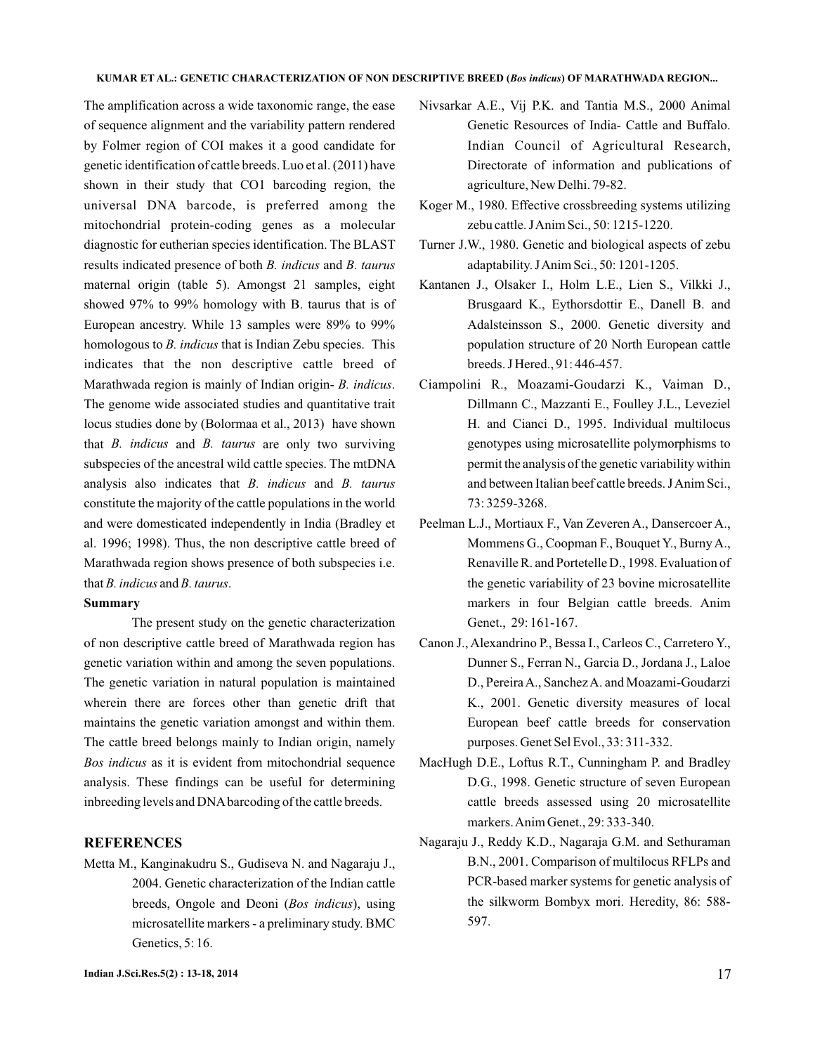The amplification across a wide taxonomic range, the ease of sequence alignment and the variability pattern rendered by Folmer region of COI makes it a good candidate for genetic identification of cattle breeds. Luo et al. (2011) have shown in their study that CO1 barcoding region, the universal DNA barcode, is preferred among the mitochondrial protein-coding genes as a molecular diagnostic for eutherian species identification. The BLAST results indicated presence of both *B. indicus* and *B. taurus* maternal origin (table 5). Amongst 21 samples, eight showed 97% to 99% homology with B. taurus that is of European ancestry. While 13 samples were 89% to 99% homologous to *B. indicus* that is Indian Zebu species. This indicates that the non descriptive cattle breed of Marathwada region is mainly of Indian origin- *B. indicus*. The genome wide associated studies and quantitative trait locus studies done by (Bolormaa et al., 2013) have shown that *B. indicus* and *B. taurus* are only two surviving subspecies of the ancestral wild cattle species. The mtDNA analysis also indicates that *B. indicus* and *B. taurus* constitute the majority of the cattle populations in the world and were domesticated independently in India (Bradley et al. 1996; 1998). Thus, the non descriptive cattle breed of Marathwada region shows presence of both subspecies i.e. that *B. indicus* and *B. taurus*.

**Summary**

The present study on the genetic characterization of non descriptive cattle breed of Marathwada region has genetic variation within and among the seven populations. The genetic variation in natural population is maintained wherein there are forces other than genetic drift that maintains the genetic variation amongst and within them. The cattle breed belongs mainly to Indian origin, namely *Bos indicus* as it is evident from mitochondrial sequence analysis. These findings can be useful for determining inbreeding levels and DNA barcoding of the cattle breeds.

## REFERENCES

Metta M., Kanginakudru S., Gudiseva N. and Nagaraju J., 2004. Genetic characterization of the Indian cattle breeds, Ongole and Deoni (*Bos indicus*), using microsatellite markers - a preliminary study. BMC Genetics, 5: 16.

Nivsarkar A.E., Vij P.K. and Tantia M.S., 2000 Animal Genetic Resources of India- Cattle and Buffalo. Indian Council of Agricultural Research, Directorate of information and publications of agriculture, New Delhi. 79-82.

Koger M., 1980. Effective crossbreeding systems utilizing zebu cattle. J Anim Sci., 50: 1215-1220.

Turner J.W., 1980. Genetic and biological aspects of zebu adaptability. J Anim Sci., 50: 1201-1205.

Kantanen J., Olsaker I., Holm L.E., Lien S., Vilkki J., Brusgaard K., Eythorsdottir E., Danell B. and Adalsteinsson S., 2000. Genetic diversity and population structure of 20 North European cattle breeds. J Hered., 91: 446-457.

Ciampolini R., Moazami-Goudarzi K., Vaiman D., Dillmann C., Mazzanti E., Foulley J.L., Leveziel H. and Cianci D., 1995. Individual multilocus genotypes using microsatellite polymorphisms to permit the analysis of the genetic variability within and between Italian beef cattle breeds. J Anim Sci., 73: 3259-3268.

Peelman L.J., Mortiaux F., Van Zeveren A., Dansercoer A., Mommens G., Coopman F., Bouquet Y., Burny A., Renaville R. and Portetelle D., 1998. Evaluation of the genetic variability of 23 bovine microsatellite markers in four Belgian cattle breeds. Anim Genet., 29: 161-167.

Canon J., Alexandrino P., Bessa I., Carleos C., Carretero Y., Dunner S., Ferran N., Garcia D., Jordana J., Laloe D., Pereira A., Sanchez A. and Moazami-Goudarzi K., 2001. Genetic diversity measures of local European beef cattle breeds for conservation purposes. Genet Sel Evol., 33: 311-332.

MacHugh D.E., Loftus R.T., Cunningham P. and Bradley D.G., 1998. Genetic structure of seven European cattle breeds assessed using 20 microsatellite markers. Anim Genet., 29: 333-340.

Nagaraju J., Reddy K.D., Nagaraja G.M. and Sethuraman B.N., 2001. Comparison of multilocus RFLPs and PCR-based marker systems for genetic analysis of the silkworm Bombyx mori. Heredity, 86: 588-597.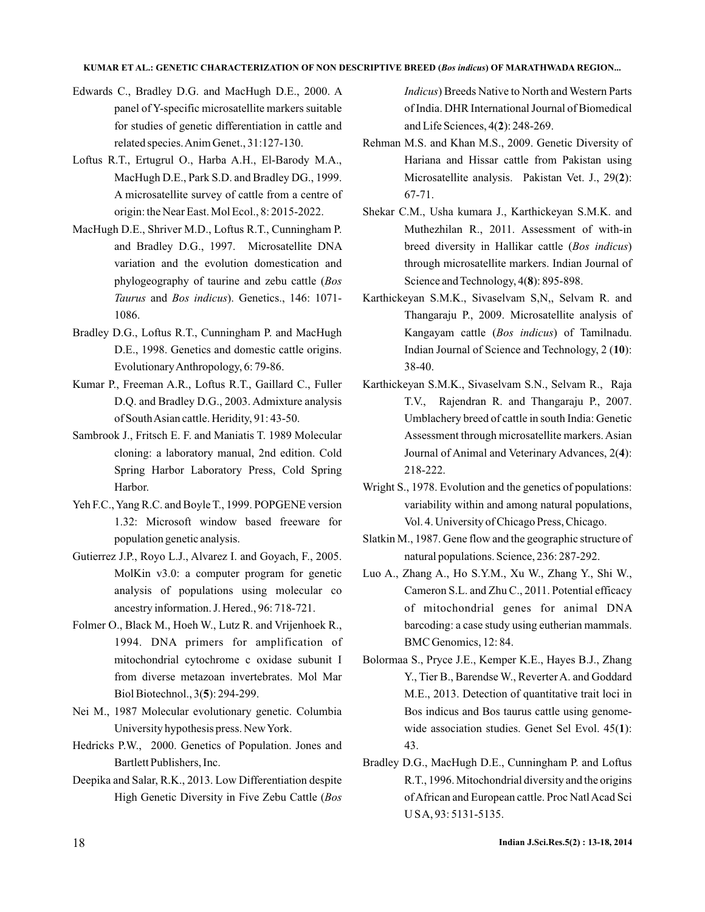Edwards C., Bradley D.G. and MacHugh D.E., 2000. A panel of Y-specific microsatellite markers suitable for studies of genetic differentiation in cattle and related species. Anim Genet., 31:127-130.

Loftus R.T., Ertugrul O., Harba A.H., El-Barody M.A., MacHugh D.E., Park S.D. and Bradley DG., 1999. A microsatellite survey of cattle from a centre of origin: the Near East. Mol Ecol., 8: 2015-2022.

MacHugh D.E., Shriver M.D., Loftus R.T., Cunningham P. and Bradley D.G., 1997. Microsatellite DNA variation and the evolution domestication and phylogeography of taurine and zebu cattle (*Bos Taurus* and *Bos indicus*). Genetics., 146: 1071-1086.

Bradley D.G., Loftus R.T., Cunningham P. and MacHugh D.E., 1998. Genetics and domestic cattle origins. Evolutionary Anthropology, 6: 79-86.

Kumar P., Freeman A.R., Loftus R.T., Gaillard C., Fuller D.Q. and Bradley D.G., 2003. Admixture analysis of South Asian cattle. Heridity, 91: 43-50.

Sambrook J., Fritsch E. F. and Maniatis T. 1989 Molecular cloning: a laboratory manual, 2nd edition. Cold Spring Harbor Laboratory Press, Cold Spring Harbor.

Yeh F.C., Yang R.C. and Boyle T., 1999. POPGENE version 1.32: Microsoft window based freeware for population genetic analysis.

Gutierrez J.P., Royo L.J., Alvarez I. and Goyach, F., 2005. MolKin v3.0: a computer program for genetic analysis of populations using molecular co ancestry information. J. Hered., 96: 718-721.

Folmer O., Black M., Hoeh W., Lutz R. and Vrijenhoek R., 1994. DNA primers for amplification of mitochondrial cytochrome c oxidase subunit I from diverse metazoan invertebrates. Mol Mar Biol Biotechnol., 3(**5**): 294-299.

Nei M., 1987 Molecular evolutionary genetic. Columbia University hypothesis press. New York.

Hedricks P.W., 2000. Genetics of Population. Jones and Bartlett Publishers, Inc.

Deepika and Salar, R.K., 2013. Low Differentiation despite High Genetic Diversity in Five Zebu Cattle (*Bos Indicus*) Breeds Native to North and Western Parts of India. DHR International Journal of Biomedical and Life Sciences, 4(**2**): 248-269.

Rehman M.S. and Khan M.S., 2009. Genetic Diversity of Hariana and Hissar cattle from Pakistan using Microsatellite analysis. Pakistan Vet. J., 29(**2**): 67-71.

Shekar C.M., Usha kumara J., Karthickeyan S.M.K. and Muthezhilan R., 2011. Assessment of with-in breed diversity in Hallikar cattle (*Bos indicus*) through microsatellite markers. Indian Journal of Science and Technology, 4(**8**): 895-898.

Karthickeyan S.M.K., Sivaselvam S,N,, Selvam R. and Thangaraju P., 2009. Microsatellite analysis of Kangayam cattle (*Bos indicus*) of Tamilnadu. Indian Journal of Science and Technology, 2 (**10**): 38-40.

Karthickeyan S.M.K., Sivaselvam S.N., Selvam R., Raja T.V., Rajendran R. and Thangaraju P., 2007. Umblachery breed of cattle in south India: Genetic Assessment through microsatellite markers. Asian Journal of Animal and Veterinary Advances, 2(**4**): 218-222.

Wright S., 1978. Evolution and the genetics of populations: variability within and among natural populations, Vol. 4. University of Chicago Press, Chicago.

Slatkin M., 1987. Gene flow and the geographic structure of natural populations. Science, 236: 287-292.

Luo A., Zhang A., Ho S.Y.M., Xu W., Zhang Y., Shi W., Cameron S.L. and Zhu C., 2011. Potential efficacy of mitochondrial genes for animal DNA barcoding: a case study using eutherian mammals. BMC Genomics, 12: 84.

Bolormaa S., Pryce J.E., Kemper K.E., Hayes B.J., Zhang Y., Tier B., Barendse W., Reverter A. and Goddard M.E., 2013. Detection of quantitative trait loci in Bos indicus and Bos taurus cattle using genome-wide association studies. Genet Sel Evol. 45(**1**): 43.

Bradley D.G., MacHugh D.E., Cunningham P. and Loftus R.T., 1996. Mitochondrial diversity and the origins of African and European cattle. Proc Natl Acad Sci U S A, 93: 5131-5135.